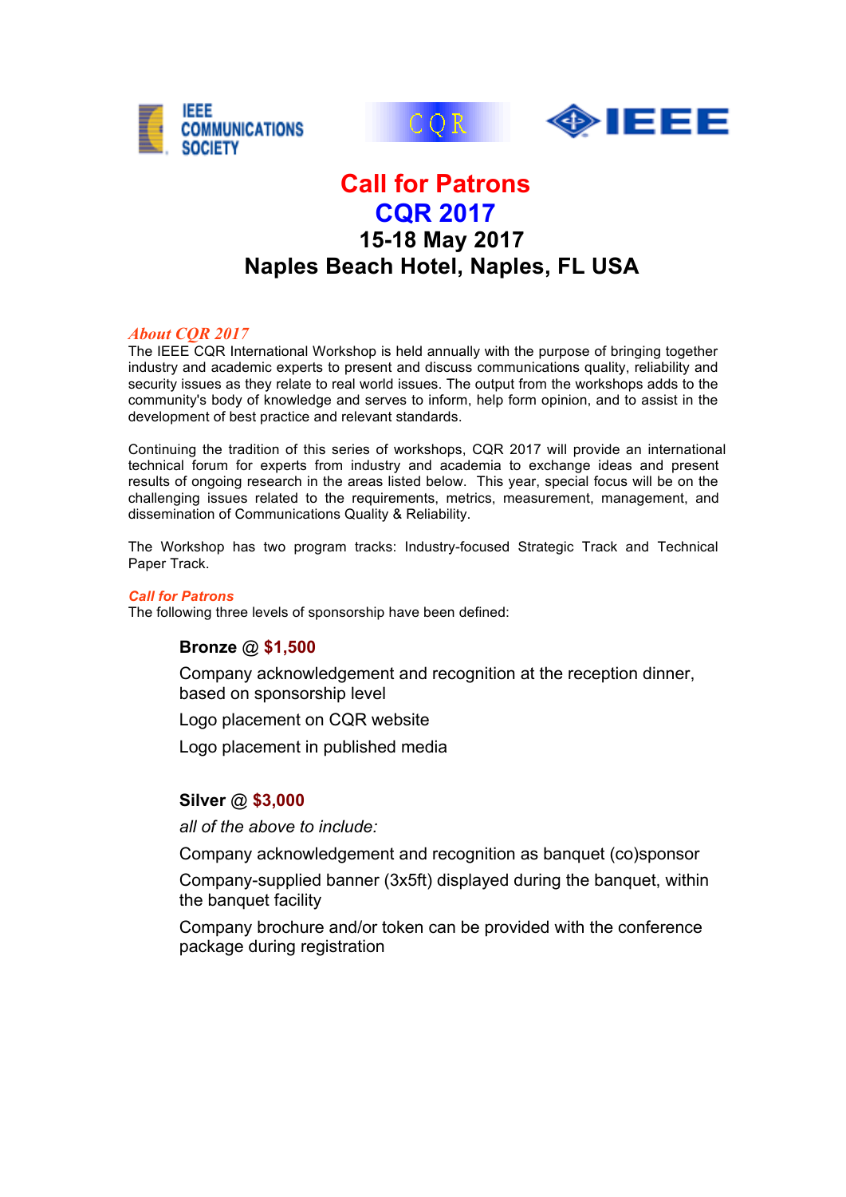IEEE COMMUNICATIONS SOCIETY

CQR

IEEE

# Call for Patrons
# CQR 2017
## 15-18 May 2017
## Naples Beach Hotel, Naples, FL USA

### *About CQR 2017*

The IEEE CQR International Workshop is held annually with the purpose of bringing together industry and academic experts to present and discuss communications quality, reliability and security issues as they relate to real world issues. The output from the workshops adds to the community's body of knowledge and serves to inform, help form opinion, and to assist in the development of best practice and relevant standards.

Continuing the tradition of this series of workshops, CQR 2017 will provide an international technical forum for experts from industry and academia to exchange ideas and present results of ongoing research in the areas listed below. This year, special focus will be on the challenging issues related to the requirements, metrics, measurement, management, and dissemination of Communications Quality & Reliability.

The Workshop has two program tracks: Industry-focused Strategic Track and Technical Paper Track.

### *Call for Patrons*

The following three levels of sponsorship have been defined:

**Bronze @ $1,500**

Company acknowledgement and recognition at the reception dinner, based on sponsorship level

Logo placement on CQR website

Logo placement in published media

**Silver @ $3,000**

*all of the above to include:*

Company acknowledgement and recognition as banquet (co)sponsor

Company-supplied banner (3x5ft) displayed during the banquet, within the banquet facility

Company brochure and/or token can be provided with the conference package during registration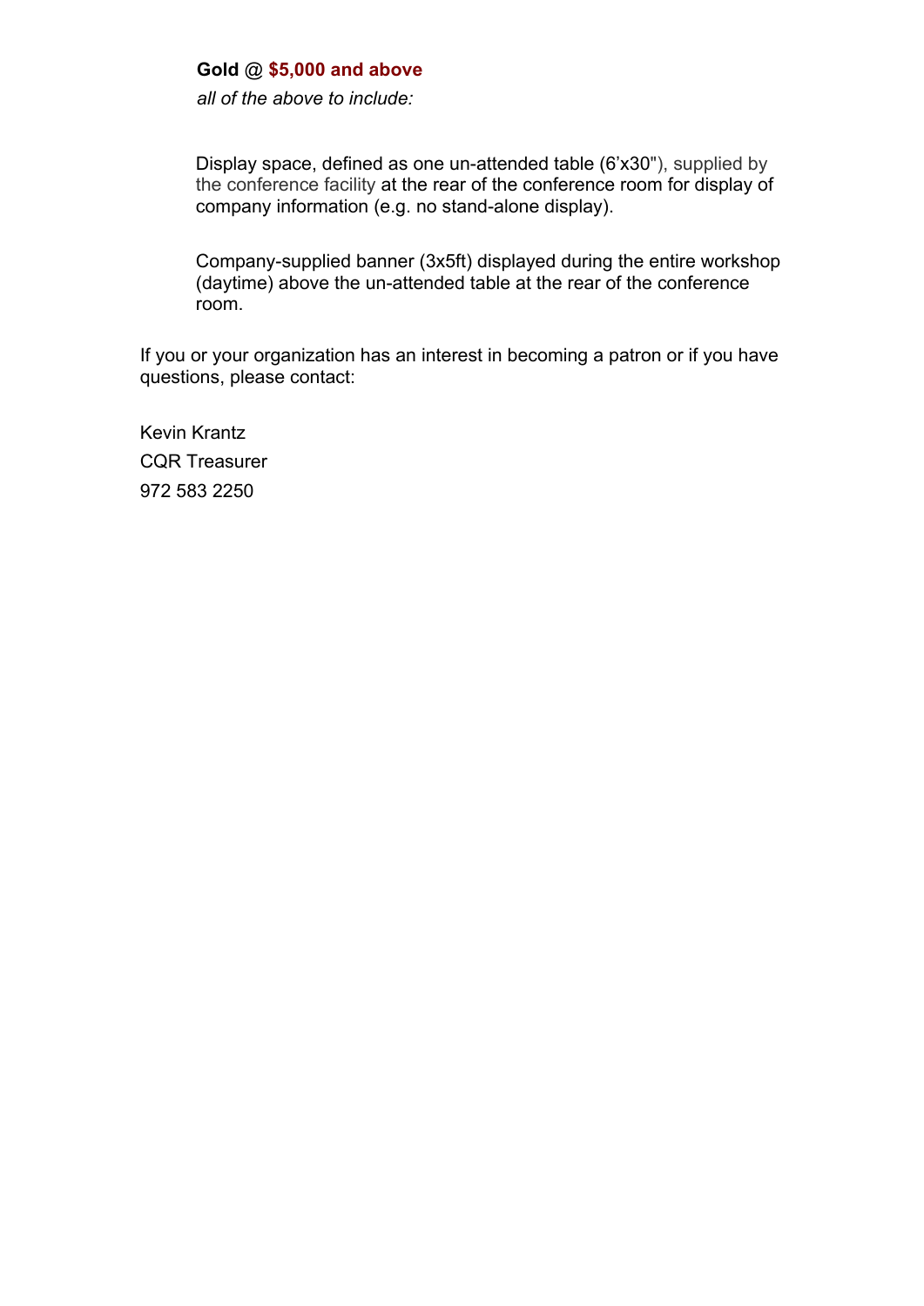**Gold** @ **$5,000 and above**

*all of the above to include:*

Display space, defined as one un-attended table (6’x30"), supplied by the conference facility at the rear of the conference room for display of company information (e.g. no stand-alone display).

Company-supplied banner (3x5ft) displayed during the entire workshop (daytime) above the un-attended table at the rear of the conference room.

If you or your organization has an interest in becoming a patron or if you have questions, please contact:

Kevin Krantz
CQR Treasurer
972 583 2250